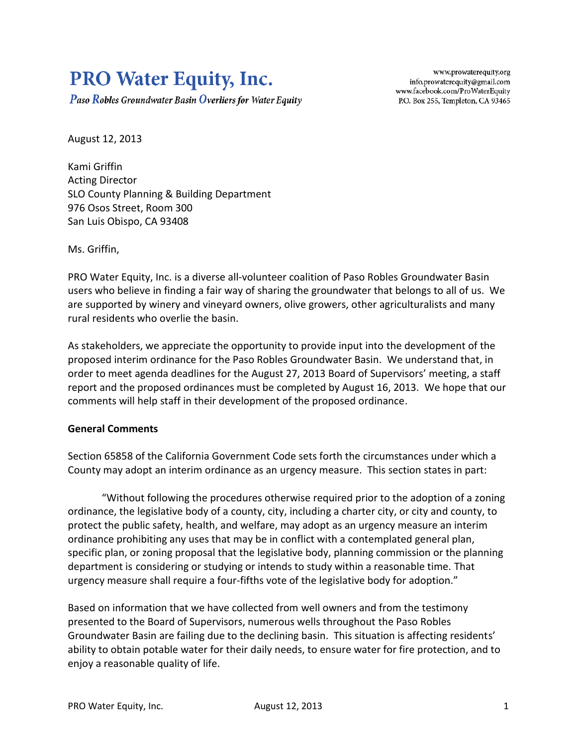# PRO Water Equity, Inc.

*Paso Robles Groundwater Basin Overliers for Water Equity*

www.prowaterequity.org
info.prowaterequity@gmail.com
www.facebook.com/ProWaterEquity
P.O. Box 255, Templeton, CA 93465

August 12, 2013

Kami Griffin
Acting Director
SLO County Planning & Building Department
976 Osos Street, Room 300
San Luis Obispo, CA 93408

Ms. Griffin,

PRO Water Equity, Inc. is a diverse all-volunteer coalition of Paso Robles Groundwater Basin users who believe in finding a fair way of sharing the groundwater that belongs to all of us. We are supported by winery and vineyard owners, olive growers, other agriculturalists and many rural residents who overlie the basin.

As stakeholders, we appreciate the opportunity to provide input into the development of the proposed interim ordinance for the Paso Robles Groundwater Basin. We understand that, in order to meet agenda deadlines for the August 27, 2013 Board of Supervisors' meeting, a staff report and the proposed ordinances must be completed by August 16, 2013. We hope that our comments will help staff in their development of the proposed ordinance.

**General Comments**

Section 65858 of the California Government Code sets forth the circumstances under which a County may adopt an interim ordinance as an urgency measure. This section states in part:

> "Without following the procedures otherwise required prior to the adoption of a zoning ordinance, the legislative body of a county, city, including a charter city, or city and county, to protect the public safety, health, and welfare, may adopt as an urgency measure an interim ordinance prohibiting any uses that may be in conflict with a contemplated general plan, specific plan, or zoning proposal that the legislative body, planning commission or the planning department is considering or studying or intends to study within a reasonable time. That urgency measure shall require a four-fifths vote of the legislative body for adoption."

Based on information that we have collected from well owners and from the testimony presented to the Board of Supervisors, numerous wells throughout the Paso Robles Groundwater Basin are failing due to the declining basin. This situation is affecting residents' ability to obtain potable water for their daily needs, to ensure water for fire protection, and to enjoy a reasonable quality of life.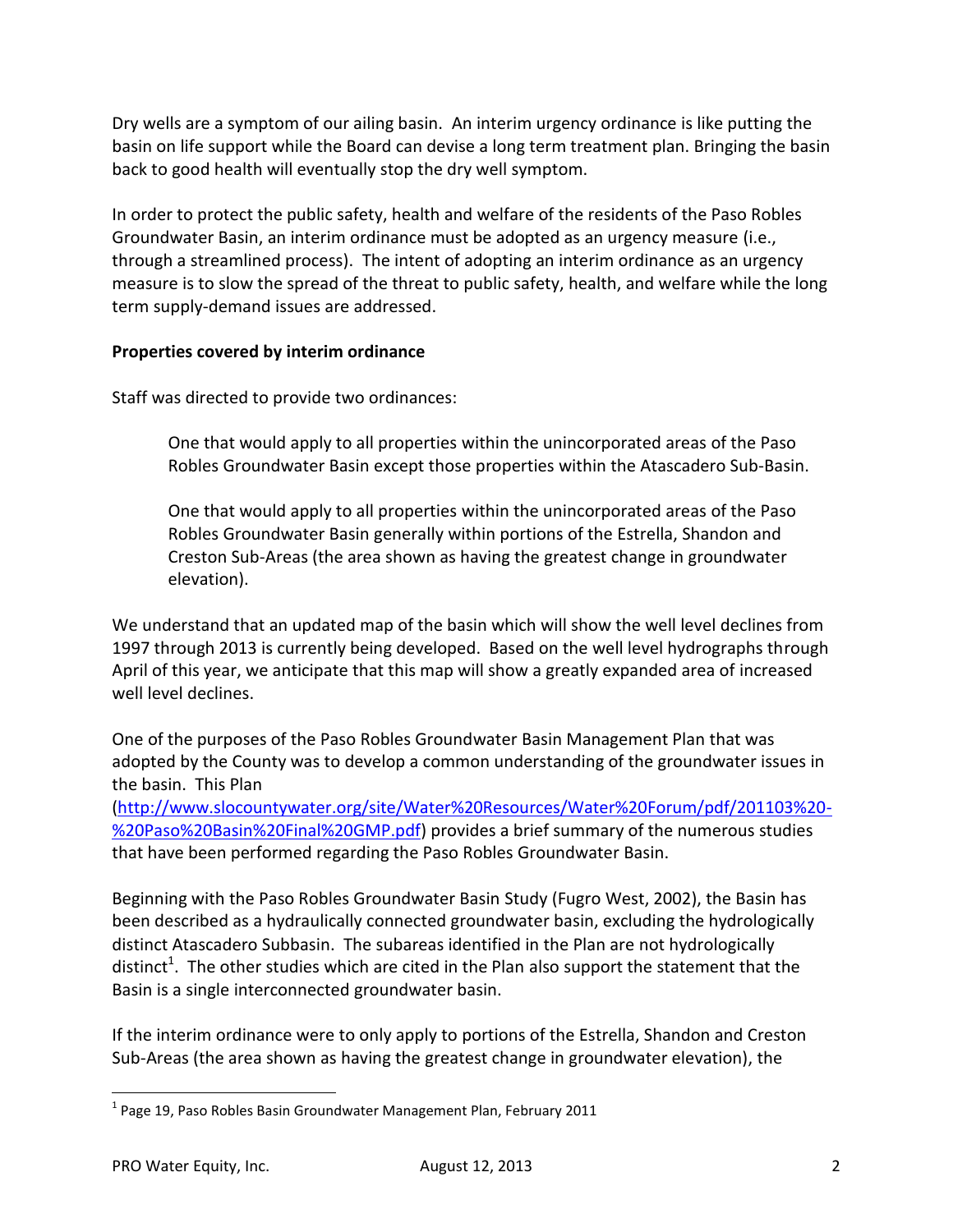Dry wells are a symptom of our ailing basin. An interim urgency ordinance is like putting the basin on life support while the Board can devise a long term treatment plan. Bringing the basin back to good health will eventually stop the dry well symptom.

In order to protect the public safety, health and welfare of the residents of the Paso Robles Groundwater Basin, an interim ordinance must be adopted as an urgency measure (i.e., through a streamlined process). The intent of adopting an interim ordinance as an urgency measure is to slow the spread of the threat to public safety, health, and welfare while the long term supply-demand issues are addressed.

**Properties covered by interim ordinance**

Staff was directed to provide two ordinances:

> One that would apply to all properties within the unincorporated areas of the Paso Robles Groundwater Basin except those properties within the Atascadero Sub-Basin.
>
> One that would apply to all properties within the unincorporated areas of the Paso Robles Groundwater Basin generally within portions of the Estrella, Shandon and Creston Sub-Areas (the area shown as having the greatest change in groundwater elevation).

We understand that an updated map of the basin which will show the well level declines from 1997 through 2013 is currently being developed. Based on the well level hydrographs through April of this year, we anticipate that this map will show a greatly expanded area of increased well level declines.

One of the purposes of the Paso Robles Groundwater Basin Management Plan that was adopted by the County was to develop a common understanding of the groundwater issues in the basin. This Plan (http://www.slocountywater.org/site/Water%20Resources/Water%20Forum/pdf/201103%20-%20Paso%20Basin%20Final%20GMP.pdf) provides a brief summary of the numerous studies that have been performed regarding the Paso Robles Groundwater Basin.

Beginning with the Paso Robles Groundwater Basin Study (Fugro West, 2002), the Basin has been described as a hydraulically connected groundwater basin, excluding the hydrologically distinct Atascadero Subbasin. The subareas identified in the Plan are not hydrologically distinct[1]. The other studies which are cited in the Plan also support the statement that the Basin is a single interconnected groundwater basin.

If the interim ordinance were to only apply to portions of the Estrella, Shandon and Creston Sub-Areas (the area shown as having the greatest change in groundwater elevation), the

[1] Page 19, Paso Robles Basin Groundwater Management Plan, February 2011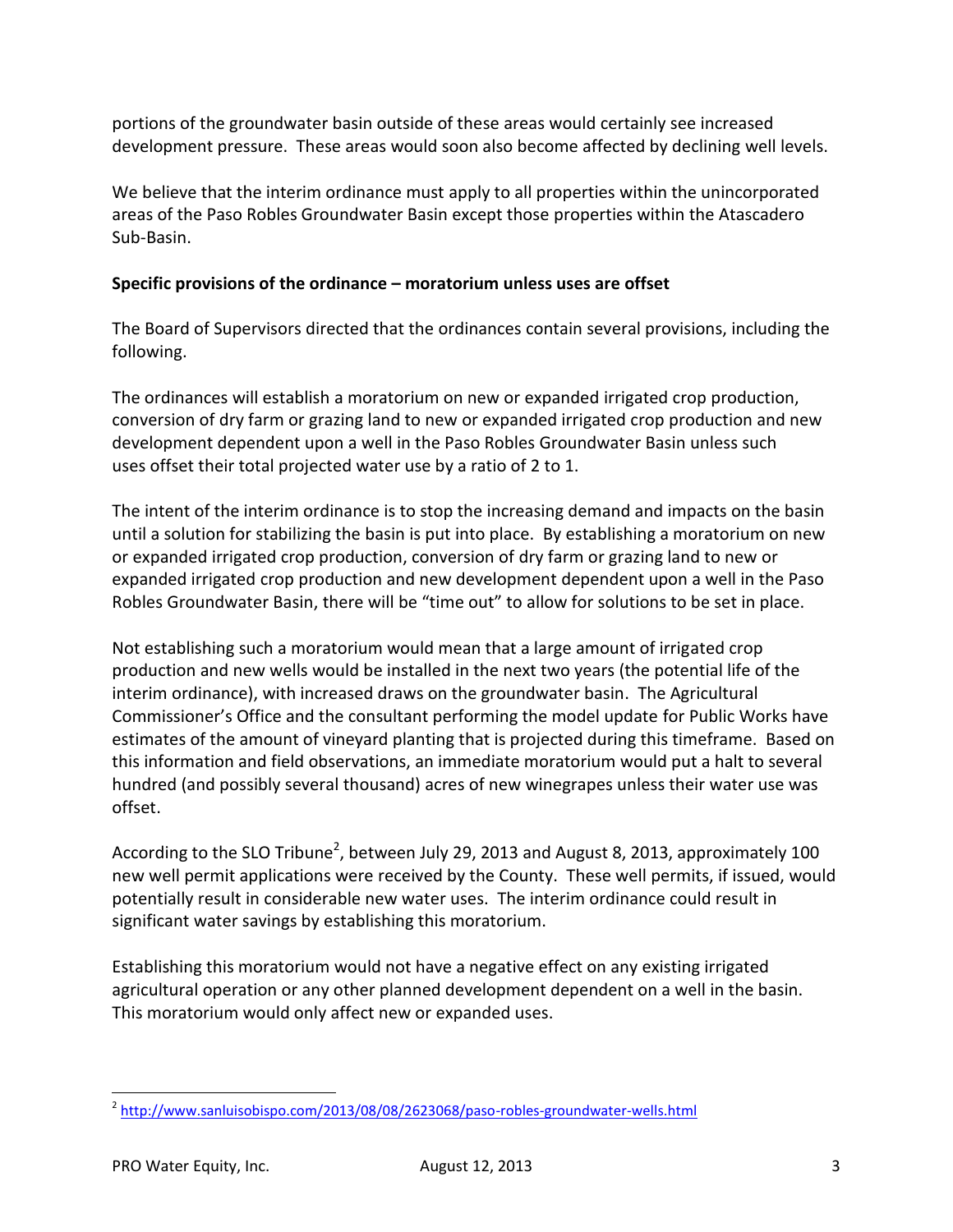portions of the groundwater basin outside of these areas would certainly see increased development pressure. These areas would soon also become affected by declining well levels.

We believe that the interim ordinance must apply to all properties within the unincorporated areas of the Paso Robles Groundwater Basin except those properties within the Atascadero Sub-Basin.

**Specific provisions of the ordinance – moratorium unless uses are offset**

The Board of Supervisors directed that the ordinances contain several provisions, including the following.

The ordinances will establish a moratorium on new or expanded irrigated crop production, conversion of dry farm or grazing land to new or expanded irrigated crop production and new development dependent upon a well in the Paso Robles Groundwater Basin unless such uses offset their total projected water use by a ratio of 2 to 1.

The intent of the interim ordinance is to stop the increasing demand and impacts on the basin until a solution for stabilizing the basin is put into place. By establishing a moratorium on new or expanded irrigated crop production, conversion of dry farm or grazing land to new or expanded irrigated crop production and new development dependent upon a well in the Paso Robles Groundwater Basin, there will be "time out" to allow for solutions to be set in place.

Not establishing such a moratorium would mean that a large amount of irrigated crop production and new wells would be installed in the next two years (the potential life of the interim ordinance), with increased draws on the groundwater basin. The Agricultural Commissioner's Office and the consultant performing the model update for Public Works have estimates of the amount of vineyard planting that is projected during this timeframe. Based on this information and field observations, an immediate moratorium would put a halt to several hundred (and possibly several thousand) acres of new winegrapes unless their water use was offset.

According to the SLO Tribune[2], between July 29, 2013 and August 8, 2013, approximately 100 new well permit applications were received by the County. These well permits, if issued, would potentially result in considerable new water uses. The interim ordinance could result in significant water savings by establishing this moratorium.

Establishing this moratorium would not have a negative effect on any existing irrigated agricultural operation or any other planned development dependent on a well in the basin. This moratorium would only affect new or expanded uses.

[2] http://www.sanluisobispo.com/2013/08/08/2623068/paso-robles-groundwater-wells.html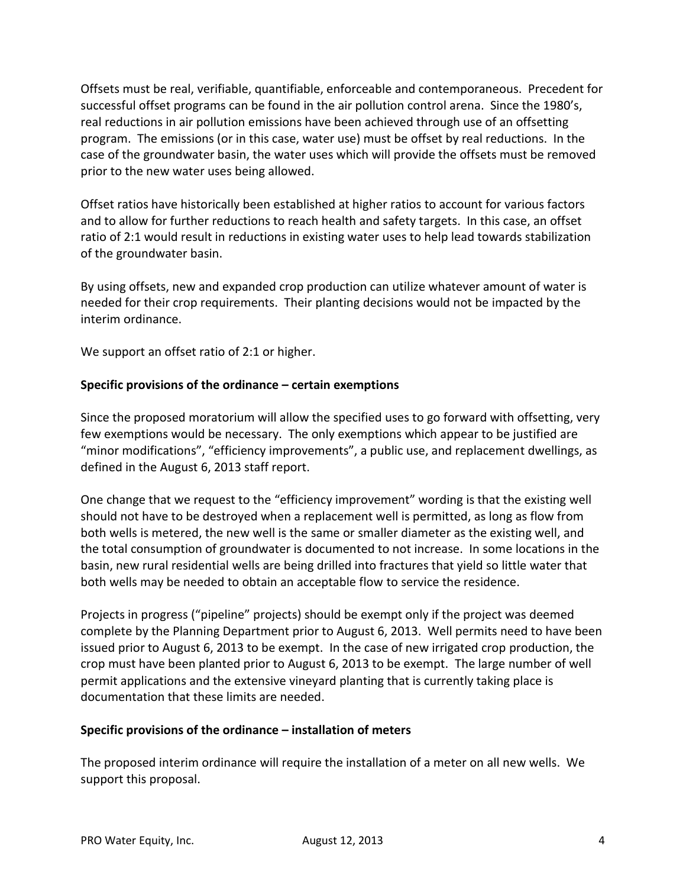Offsets must be real, verifiable, quantifiable, enforceable and contemporaneous. Precedent for successful offset programs can be found in the air pollution control arena. Since the 1980's, real reductions in air pollution emissions have been achieved through use of an offsetting program. The emissions (or in this case, water use) must be offset by real reductions. In the case of the groundwater basin, the water uses which will provide the offsets must be removed prior to the new water uses being allowed.

Offset ratios have historically been established at higher ratios to account for various factors and to allow for further reductions to reach health and safety targets. In this case, an offset ratio of 2:1 would result in reductions in existing water uses to help lead towards stabilization of the groundwater basin.

By using offsets, new and expanded crop production can utilize whatever amount of water is needed for their crop requirements. Their planting decisions would not be impacted by the interim ordinance.

We support an offset ratio of 2:1 or higher.

**Specific provisions of the ordinance – certain exemptions**

Since the proposed moratorium will allow the specified uses to go forward with offsetting, very few exemptions would be necessary. The only exemptions which appear to be justified are "minor modifications", "efficiency improvements", a public use, and replacement dwellings, as defined in the August 6, 2013 staff report.

One change that we request to the "efficiency improvement" wording is that the existing well should not have to be destroyed when a replacement well is permitted, as long as flow from both wells is metered, the new well is the same or smaller diameter as the existing well, and the total consumption of groundwater is documented to not increase. In some locations in the basin, new rural residential wells are being drilled into fractures that yield so little water that both wells may be needed to obtain an acceptable flow to service the residence.

Projects in progress ("pipeline" projects) should be exempt only if the project was deemed complete by the Planning Department prior to August 6, 2013. Well permits need to have been issued prior to August 6, 2013 to be exempt. In the case of new irrigated crop production, the crop must have been planted prior to August 6, 2013 to be exempt. The large number of well permit applications and the extensive vineyard planting that is currently taking place is documentation that these limits are needed.

**Specific provisions of the ordinance – installation of meters**

The proposed interim ordinance will require the installation of a meter on all new wells. We support this proposal.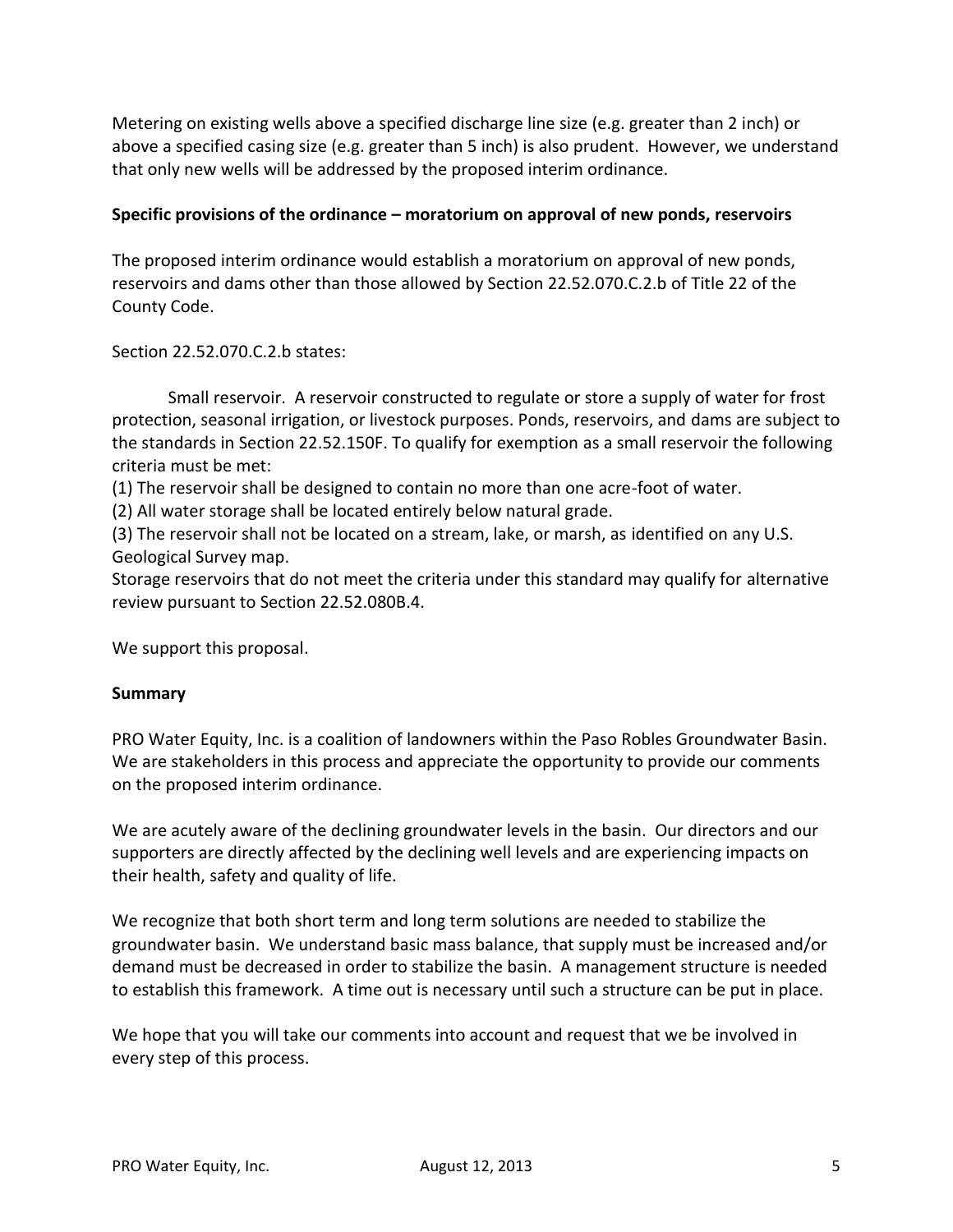Metering on existing wells above a specified discharge line size (e.g. greater than 2 inch) or above a specified casing size (e.g. greater than 5 inch) is also prudent. However, we understand that only new wells will be addressed by the proposed interim ordinance.

**Specific provisions of the ordinance – moratorium on approval of new ponds, reservoirs**

The proposed interim ordinance would establish a moratorium on approval of new ponds, reservoirs and dams other than those allowed by Section 22.52.070.C.2.b of Title 22 of the County Code.

Section 22.52.070.C.2.b states:

Small reservoir. A reservoir constructed to regulate or store a supply of water for frost protection, seasonal irrigation, or livestock purposes. Ponds, reservoirs, and dams are subject to the standards in Section 22.52.150F. To qualify for exemption as a small reservoir the following criteria must be met:

(1) The reservoir shall be designed to contain no more than one acre-foot of water.

(2) All water storage shall be located entirely below natural grade.

(3) The reservoir shall not be located on a stream, lake, or marsh, as identified on any U.S. Geological Survey map.

Storage reservoirs that do not meet the criteria under this standard may qualify for alternative review pursuant to Section 22.52.080B.4.

We support this proposal.

**Summary**

PRO Water Equity, Inc. is a coalition of landowners within the Paso Robles Groundwater Basin. We are stakeholders in this process and appreciate the opportunity to provide our comments on the proposed interim ordinance.

We are acutely aware of the declining groundwater levels in the basin. Our directors and our supporters are directly affected by the declining well levels and are experiencing impacts on their health, safety and quality of life.

We recognize that both short term and long term solutions are needed to stabilize the groundwater basin. We understand basic mass balance, that supply must be increased and/or demand must be decreased in order to stabilize the basin. A management structure is needed to establish this framework. A time out is necessary until such a structure can be put in place.

We hope that you will take our comments into account and request that we be involved in every step of this process.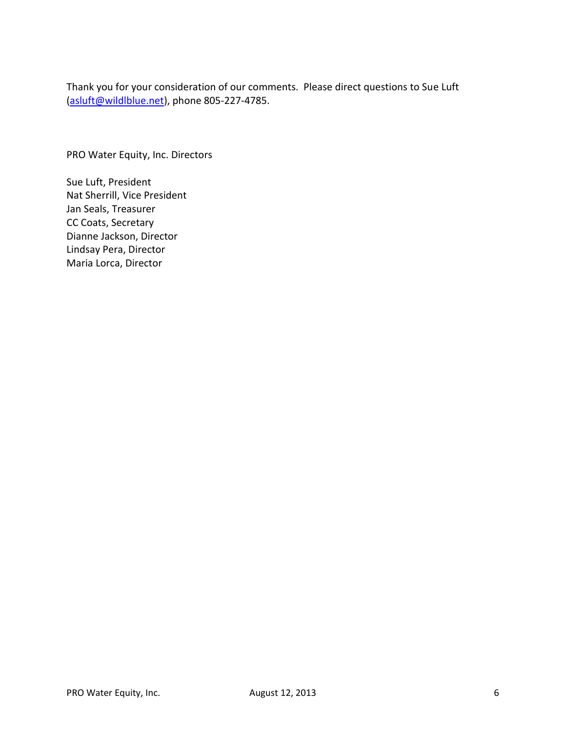Thank you for your consideration of our comments. Please direct questions to Sue Luft (asluft@wildlblue.net), phone 805-227-4785.

PRO Water Equity, Inc. Directors

Sue Luft, President
Nat Sherrill, Vice President
Jan Seals, Treasurer
CC Coats, Secretary
Dianne Jackson, Director
Lindsay Pera, Director
Maria Lorca, Director